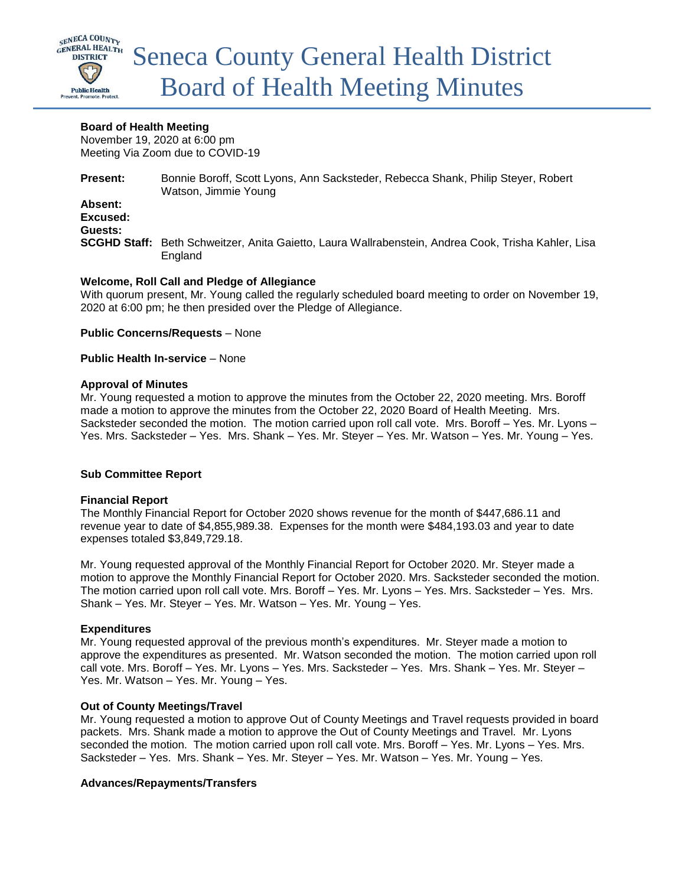# Seneca County General Health District Board of Health Meeting Minutes

**Board of Health Meeting**
November 19, 2020 at 6:00 pm
Meeting Via Zoom due to COVID-19

**Present:** Bonnie Boroff, Scott Lyons, Ann Sacksteder, Rebecca Shank, Philip Steyer, Robert Watson, Jimmie Young
**Absent:**
**Excused:**
**Guests:**
**SCGHD Staff:** Beth Schweitzer, Anita Gaietto, Laura Wallrabenstein, Andrea Cook, Trisha Kahler, Lisa England

**Welcome, Roll Call and Pledge of Allegiance**
With quorum present, Mr. Young called the regularly scheduled board meeting to order on November 19, 2020 at 6:00 pm; he then presided over the Pledge of Allegiance.

**Public Concerns/Requests** – None

**Public Health In-service** – None

**Approval of Minutes**
Mr. Young requested a motion to approve the minutes from the October 22, 2020 meeting. Mrs. Boroff made a motion to approve the minutes from the October 22, 2020 Board of Health Meeting. Mrs. Sacksteder seconded the motion. The motion carried upon roll call vote. Mrs. Boroff – Yes. Mr. Lyons – Yes. Mrs. Sacksteder – Yes. Mrs. Shank – Yes. Mr. Steyer – Yes. Mr. Watson – Yes. Mr. Young – Yes.

**Sub Committee Report**

**Financial Report**
The Monthly Financial Report for October 2020 shows revenue for the month of $447,686.11 and revenue year to date of $4,855,989.38. Expenses for the month were $484,193.03 and year to date expenses totaled $3,849,729.18.

Mr. Young requested approval of the Monthly Financial Report for October 2020. Mr. Steyer made a motion to approve the Monthly Financial Report for October 2020. Mrs. Sacksteder seconded the motion. The motion carried upon roll call vote. Mrs. Boroff – Yes. Mr. Lyons – Yes. Mrs. Sacksteder – Yes. Mrs. Shank – Yes. Mr. Steyer – Yes. Mr. Watson – Yes. Mr. Young – Yes.

**Expenditures**
Mr. Young requested approval of the previous month's expenditures. Mr. Steyer made a motion to approve the expenditures as presented. Mr. Watson seconded the motion. The motion carried upon roll call vote. Mrs. Boroff – Yes. Mr. Lyons – Yes. Mrs. Sacksteder – Yes. Mrs. Shank – Yes. Mr. Steyer – Yes. Mr. Watson – Yes. Mr. Young – Yes.

**Out of County Meetings/Travel**
Mr. Young requested a motion to approve Out of County Meetings and Travel requests provided in board packets. Mrs. Shank made a motion to approve the Out of County Meetings and Travel. Mr. Lyons seconded the motion. The motion carried upon roll call vote. Mrs. Boroff – Yes. Mr. Lyons – Yes. Mrs. Sacksteder – Yes. Mrs. Shank – Yes. Mr. Steyer – Yes. Mr. Watson – Yes. Mr. Young – Yes.

**Advances/Repayments/Transfers**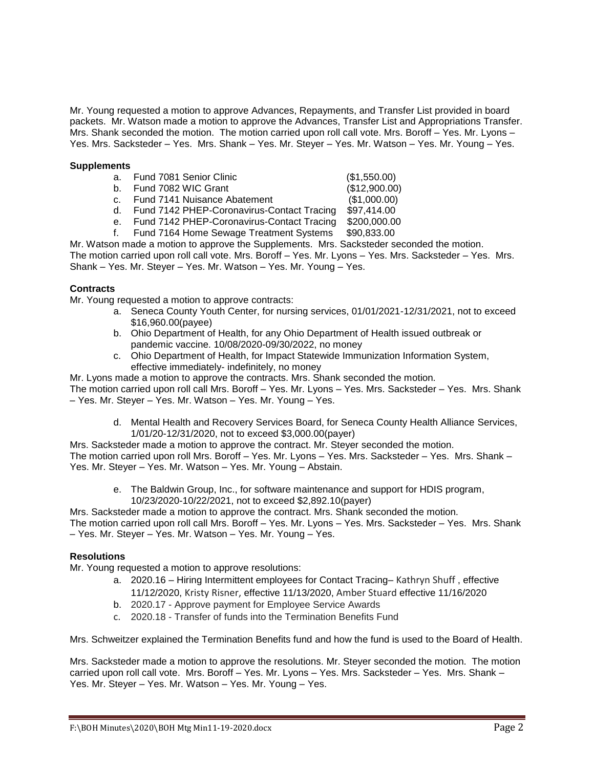Mr. Young requested a motion to approve Advances, Repayments, and Transfer List provided in board packets. Mr. Watson made a motion to approve the Advances, Transfer List and Appropriations Transfer. Mrs. Shank seconded the motion. The motion carried upon roll call vote. Mrs. Boroff – Yes. Mr. Lyons – Yes. Mrs. Sacksteder – Yes. Mrs. Shank – Yes. Mr. Steyer – Yes. Mr. Watson – Yes. Mr. Young – Yes.

**Supplements**

a. Fund 7081 Senior Clinic ($1,550.00)
b. Fund 7082 WIC Grant ($12,900.00)
c. Fund 7141 Nuisance Abatement ($1,000.00)
d. Fund 7142 PHEP-Coronavirus-Contact Tracing $97,414.00
e. Fund 7142 PHEP-Coronavirus-Contact Tracing $200,000.00
f. Fund 7164 Home Sewage Treatment Systems $90,833.00

Mr. Watson made a motion to approve the Supplements. Mrs. Sacksteder seconded the motion. The motion carried upon roll call vote. Mrs. Boroff – Yes. Mr. Lyons – Yes. Mrs. Sacksteder – Yes. Mrs. Shank – Yes. Mr. Steyer – Yes. Mr. Watson – Yes. Mr. Young – Yes.

**Contracts**

Mr. Young requested a motion to approve contracts:

a. Seneca County Youth Center, for nursing services, 01/01/2021-12/31/2021, not to exceed $16,960.00(payee)
b. Ohio Department of Health, for any Ohio Department of Health issued outbreak or pandemic vaccine. 10/08/2020-09/30/2022, no money
c. Ohio Department of Health, for Impact Statewide Immunization Information System, effective immediately- indefinitely, no money

Mr. Lyons made a motion to approve the contracts. Mrs. Shank seconded the motion. The motion carried upon roll call Mrs. Boroff – Yes. Mr. Lyons – Yes. Mrs. Sacksteder – Yes. Mrs. Shank – Yes. Mr. Steyer – Yes. Mr. Watson – Yes. Mr. Young – Yes.

d. Mental Health and Recovery Services Board, for Seneca County Health Alliance Services, 1/01/20-12/31/2020, not to exceed $3,000.00(payer)

Mrs. Sacksteder made a motion to approve the contract. Mr. Steyer seconded the motion. The motion carried upon roll Mrs. Boroff – Yes. Mr. Lyons – Yes. Mrs. Sacksteder – Yes. Mrs. Shank – Yes. Mr. Steyer – Yes. Mr. Watson – Yes. Mr. Young – Abstain.

e. The Baldwin Group, Inc., for software maintenance and support for HDIS program, 10/23/2020-10/22/2021, not to exceed $2,892.10(payer)

Mrs. Sacksteder made a motion to approve the contract. Mrs. Shank seconded the motion. The motion carried upon roll call Mrs. Boroff – Yes. Mr. Lyons – Yes. Mrs. Sacksteder – Yes. Mrs. Shank – Yes. Mr. Steyer – Yes. Mr. Watson – Yes. Mr. Young – Yes.

**Resolutions**

Mr. Young requested a motion to approve resolutions:

a. 2020.16 – Hiring Intermittent employees for Contact Tracing– Kathryn Shuff , effective 11/12/2020, Kristy Risner, effective 11/13/2020, Amber Stuard effective 11/16/2020
b. 2020.17 - Approve payment for Employee Service Awards
c. 2020.18 - Transfer of funds into the Termination Benefits Fund

Mrs. Schweitzer explained the Termination Benefits fund and how the fund is used to the Board of Health.

Mrs. Sacksteder made a motion to approve the resolutions. Mr. Steyer seconded the motion. The motion carried upon roll call vote. Mrs. Boroff – Yes. Mr. Lyons – Yes. Mrs. Sacksteder – Yes. Mrs. Shank – Yes. Mr. Steyer – Yes. Mr. Watson – Yes. Mr. Young – Yes.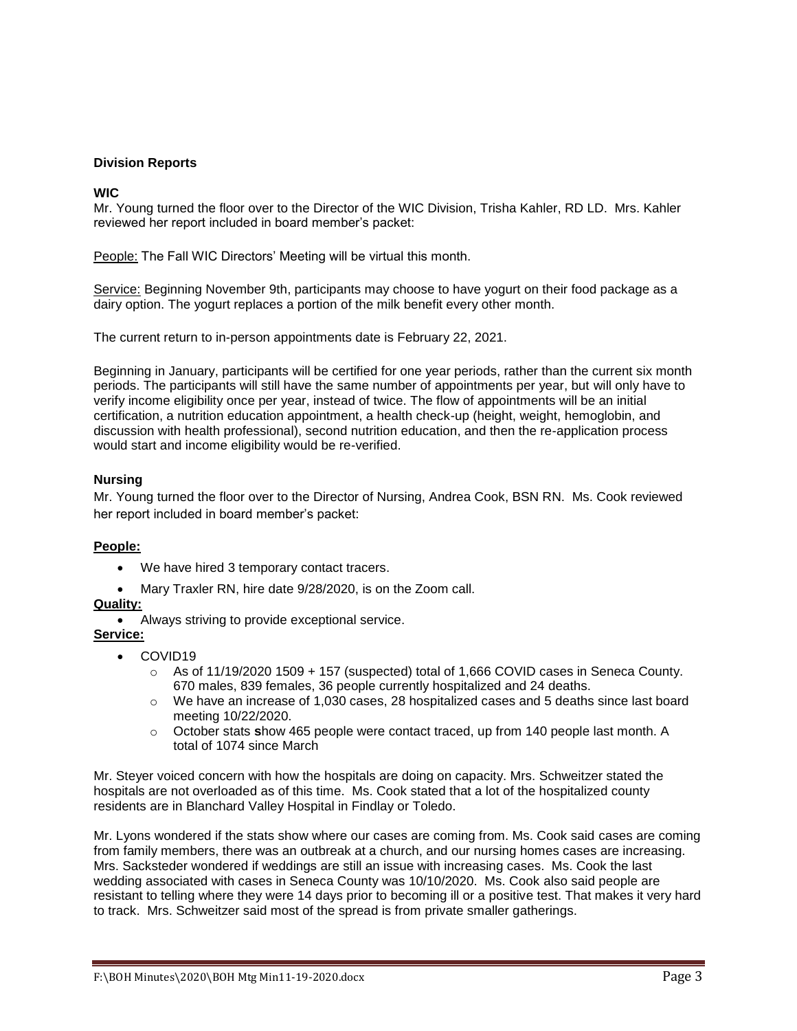## Division Reports

### WIC

Mr. Young turned the floor over to the Director of the WIC Division, Trisha Kahler, RD LD. Mrs. Kahler reviewed her report included in board member's packet:

People: The Fall WIC Directors' Meeting will be virtual this month.

Service: Beginning November 9th, participants may choose to have yogurt on their food package as a dairy option. The yogurt replaces a portion of the milk benefit every other month.

The current return to in-person appointments date is February 22, 2021.

Beginning in January, participants will be certified for one year periods, rather than the current six month periods. The participants will still have the same number of appointments per year, but will only have to verify income eligibility once per year, instead of twice. The flow of appointments will be an initial certification, a nutrition education appointment, a health check-up (height, weight, hemoglobin, and discussion with health professional), second nutrition education, and then the re-application process would start and income eligibility would be re-verified.

### Nursing

Mr. Young turned the floor over to the Director of Nursing, Andrea Cook, BSN RN. Ms. Cook reviewed her report included in board member's packet:

**People:**

- We have hired 3 temporary contact tracers.
- Mary Traxler RN, hire date 9/28/2020, is on the Zoom call.

**Quality:**

- Always striving to provide exceptional service.

**Service:**

- COVID19
  - As of 11/19/2020 1509 + 157 (suspected) total of 1,666 COVID cases in Seneca County. 670 males, 839 females, 36 people currently hospitalized and 24 deaths.
  - We have an increase of 1,030 cases, 28 hospitalized cases and 5 deaths since last board meeting 10/22/2020.
  - October stats show 465 people were contact traced, up from 140 people last month. A total of 1074 since March

Mr. Steyer voiced concern with how the hospitals are doing on capacity. Mrs. Schweitzer stated the hospitals are not overloaded as of this time. Ms. Cook stated that a lot of the hospitalized county residents are in Blanchard Valley Hospital in Findlay or Toledo.

Mr. Lyons wondered if the stats show where our cases are coming from. Ms. Cook said cases are coming from family members, there was an outbreak at a church, and our nursing homes cases are increasing. Mrs. Sacksteder wondered if weddings are still an issue with increasing cases. Ms. Cook the last wedding associated with cases in Seneca County was 10/10/2020. Ms. Cook also said people are resistant to telling where they were 14 days prior to becoming ill or a positive test. That makes it very hard to track. Mrs. Schweitzer said most of the spread is from private smaller gatherings.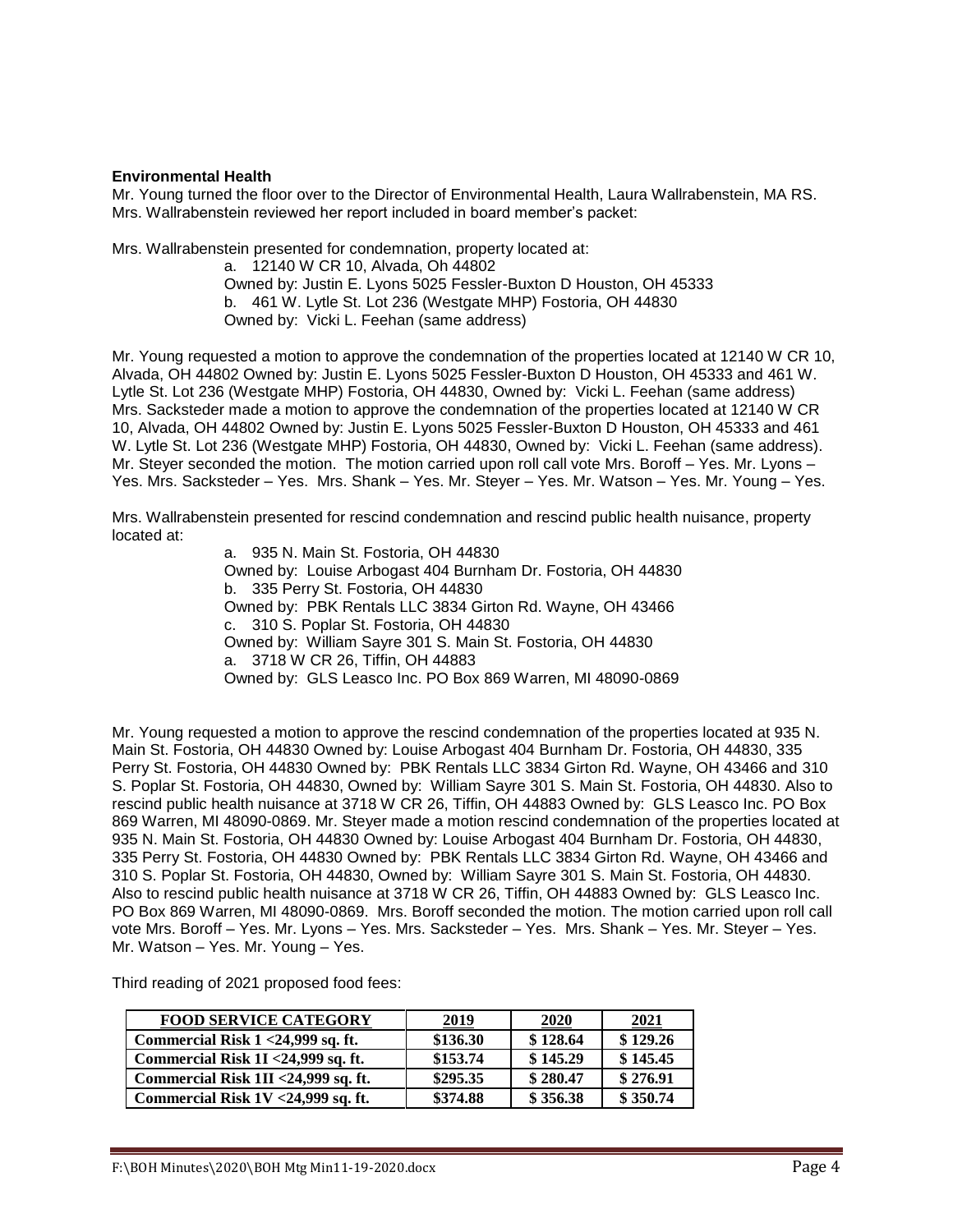**Environmental Health**

Mr. Young turned the floor over to the Director of Environmental Health, Laura Wallrabenstein, MA RS. Mrs. Wallrabenstein reviewed her report included in board member's packet:

Mrs. Wallrabenstein presented for condemnation, property located at:

a. 12140 W CR 10, Alvada, Oh 44802
Owned by: Justin E. Lyons 5025 Fessler-Buxton D Houston, OH 45333
b. 461 W. Lytle St. Lot 236 (Westgate MHP) Fostoria, OH 44830
Owned by: Vicki L. Feehan (same address)

Mr. Young requested a motion to approve the condemnation of the properties located at 12140 W CR 10, Alvada, OH 44802 Owned by: Justin E. Lyons 5025 Fessler-Buxton D Houston, OH 45333 and 461 W. Lytle St. Lot 236 (Westgate MHP) Fostoria, OH 44830, Owned by: Vicki L. Feehan (same address) Mrs. Sacksteder made a motion to approve the condemnation of the properties located at 12140 W CR 10, Alvada, OH 44802 Owned by: Justin E. Lyons 5025 Fessler-Buxton D Houston, OH 45333 and 461 W. Lytle St. Lot 236 (Westgate MHP) Fostoria, OH 44830, Owned by: Vicki L. Feehan (same address). Mr. Steyer seconded the motion. The motion carried upon roll call vote Mrs. Boroff – Yes. Mr. Lyons – Yes. Mrs. Sacksteder – Yes. Mrs. Shank – Yes. Mr. Steyer – Yes. Mr. Watson – Yes. Mr. Young – Yes.

Mrs. Wallrabenstein presented for rescind condemnation and rescind public health nuisance, property located at:

a. 935 N. Main St. Fostoria, OH 44830
Owned by: Louise Arbogast 404 Burnham Dr. Fostoria, OH 44830
b. 335 Perry St. Fostoria, OH 44830
Owned by: PBK Rentals LLC 3834 Girton Rd. Wayne, OH 43466
c. 310 S. Poplar St. Fostoria, OH 44830
Owned by: William Sayre 301 S. Main St. Fostoria, OH 44830
a. 3718 W CR 26, Tiffin, OH 44883
Owned by: GLS Leasco Inc. PO Box 869 Warren, MI 48090-0869

Mr. Young requested a motion to approve the rescind condemnation of the properties located at 935 N. Main St. Fostoria, OH 44830 Owned by: Louise Arbogast 404 Burnham Dr. Fostoria, OH 44830, 335 Perry St. Fostoria, OH 44830 Owned by: PBK Rentals LLC 3834 Girton Rd. Wayne, OH 43466 and 310 S. Poplar St. Fostoria, OH 44830, Owned by: William Sayre 301 S. Main St. Fostoria, OH 44830. Also to rescind public health nuisance at 3718 W CR 26, Tiffin, OH 44883 Owned by: GLS Leasco Inc. PO Box 869 Warren, MI 48090-0869. Mr. Steyer made a motion rescind condemnation of the properties located at 935 N. Main St. Fostoria, OH 44830 Owned by: Louise Arbogast 404 Burnham Dr. Fostoria, OH 44830, 335 Perry St. Fostoria, OH 44830 Owned by: PBK Rentals LLC 3834 Girton Rd. Wayne, OH 43466 and 310 S. Poplar St. Fostoria, OH 44830, Owned by: William Sayre 301 S. Main St. Fostoria, OH 44830. Also to rescind public health nuisance at 3718 W CR 26, Tiffin, OH 44883 Owned by: GLS Leasco Inc. PO Box 869 Warren, MI 48090-0869. Mrs. Boroff seconded the motion. The motion carried upon roll call vote Mrs. Boroff – Yes. Mr. Lyons – Yes. Mrs. Sacksteder – Yes. Mrs. Shank – Yes. Mr. Steyer – Yes. Mr. Watson – Yes. Mr. Young – Yes.

Third reading of 2021 proposed food fees:

| FOOD SERVICE CATEGORY | 2019 | 2020 | 2021 |
|---|---|---|---|
| Commercial Risk 1 <24,999 sq. ft. | $136.30 | $ 128.64 | $ 129.26 |
| Commercial Risk 1I <24,999 sq. ft. | $153.74 | $ 145.29 | $ 145.45 |
| Commercial Risk 1II <24,999 sq. ft. | $295.35 | $ 280.47 | $ 276.91 |
| Commercial Risk 1V <24,999 sq. ft. | $374.88 | $ 356.38 | $ 350.74 |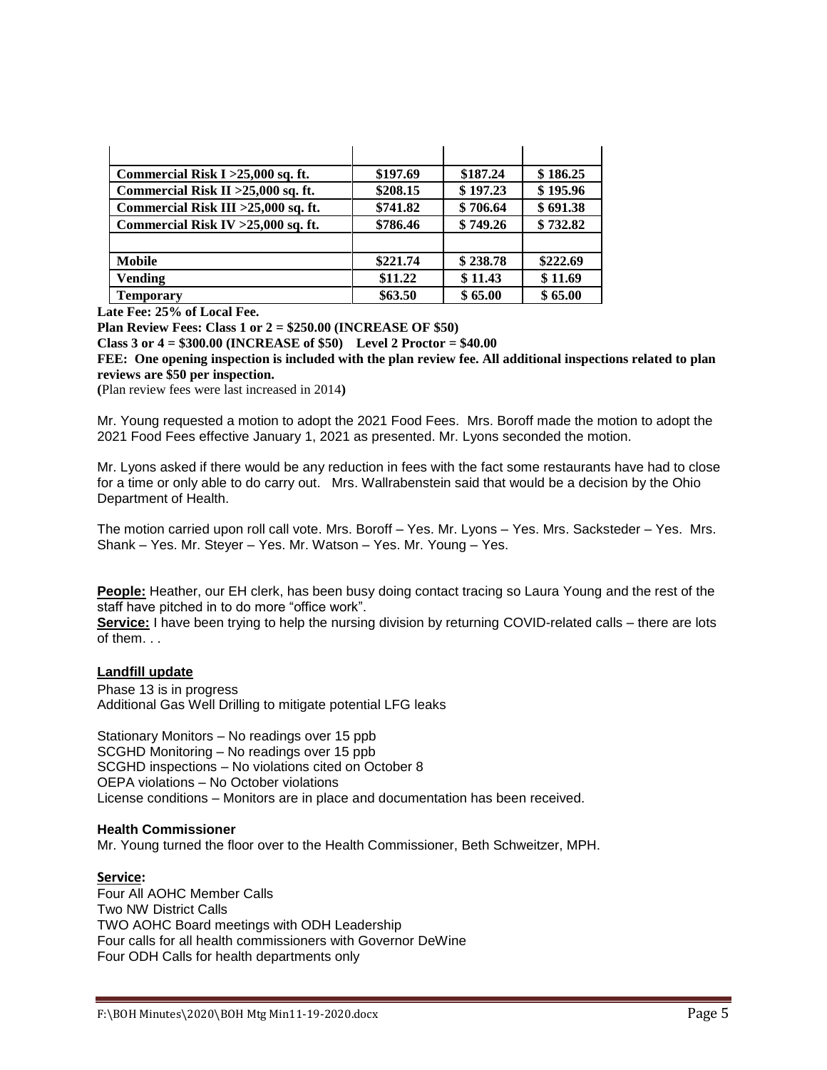| | | | |
|---|---|---|---|
| **Commercial Risk I >25,000 sq. ft.** | **$197.69** | **$187.24** | **$ 186.25** |
| **Commercial Risk II >25,000 sq. ft.** | **$208.15** | **$ 197.23** | **$ 195.96** |
| **Commercial Risk III >25,000 sq. ft.** | **$741.82** | **$ 706.64** | **$ 691.38** |
| **Commercial Risk IV >25,000 sq. ft.** | **$786.46** | **$ 749.26** | **$ 732.82** |
| | | | |
| **Mobile** | **$221.74** | **$ 238.78** | **$222.69** |
| **Vending** | **$11.22** | **$ 11.43** | **$ 11.69** |
| **Temporary** | **$63.50** | **$ 65.00** | **$ 65.00** |

**Late Fee: 25% of Local Fee.**

**Plan Review Fees: Class 1 or 2 = $250.00 (INCREASE OF $50)**

**Class 3 or 4 = $300.00 (INCREASE of $50) Level 2 Proctor = $40.00**

**FEE: One opening inspection is included with the plan review fee. All additional inspections related to plan reviews are $50 per inspection.**

**(**Plan review fees were last increased in 2014**)**

Mr. Young requested a motion to adopt the 2021 Food Fees. Mrs. Boroff made the motion to adopt the 2021 Food Fees effective January 1, 2021 as presented. Mr. Lyons seconded the motion.

Mr. Lyons asked if there would be any reduction in fees with the fact some restaurants have had to close for a time or only able to do carry out. Mrs. Wallrabenstein said that would be a decision by the Ohio Department of Health.

The motion carried upon roll call vote. Mrs. Boroff – Yes. Mr. Lyons – Yes. Mrs. Sacksteder – Yes. Mrs. Shank – Yes. Mr. Steyer – Yes. Mr. Watson – Yes. Mr. Young – Yes.

**People:** Heather, our EH clerk, has been busy doing contact tracing so Laura Young and the rest of the staff have pitched in to do more "office work".

**Service:** I have been trying to help the nursing division by returning COVID-related calls – there are lots of them. . .

**Landfill update**

Phase 13 is in progress
Additional Gas Well Drilling to mitigate potential LFG leaks

Stationary Monitors – No readings over 15 ppb
SCGHD Monitoring – No readings over 15 ppb
SCGHD inspections – No violations cited on October 8
OEPA violations – No October violations
License conditions – Monitors are in place and documentation has been received.

**Health Commissioner**

Mr. Young turned the floor over to the Health Commissioner, Beth Schweitzer, MPH.

**Service:**

Four All AOHC Member Calls
Two NW District Calls
TWO AOHC Board meetings with ODH Leadership
Four calls for all health commissioners with Governor DeWine
Four ODH Calls for health departments only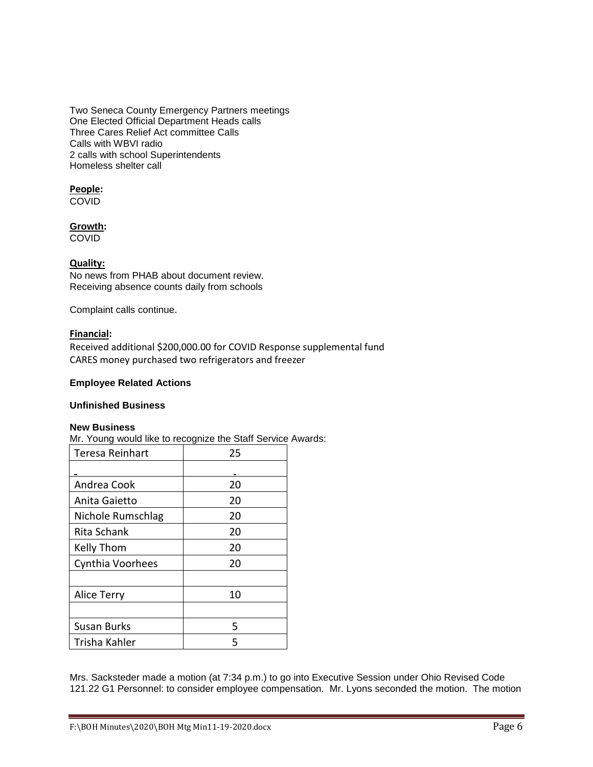Two Seneca County Emergency Partners meetings
One Elected Official Department Heads calls
Three Cares Relief Act committee Calls
Calls with WBVI radio
2 calls with school Superintendents
Homeless shelter call

**People:**
COVID

**Growth:**
COVID

**Quality:**
No news from PHAB about document review.
Receiving absence counts daily from schools

Complaint calls continue.

**Financial:**
Received additional $200,000.00 for COVID Response supplemental fund
CARES money purchased two refrigerators and freezer

**Employee Related Actions**

**Unfinished Business**

**New Business**
Mr. Young would like to recognize the Staff Service Awards:

| | |
|---|---|
| Teresa Reinhart | 25 |
| - | - |
| Andrea Cook | 20 |
| Anita Gaietto | 20 |
| Nichole Rumschlag | 20 |
| Rita Schank | 20 |
| Kelly Thom | 20 |
| Cynthia Voorhees | 20 |
| | |
| Alice Terry | 10 |
| | |
| Susan Burks | 5 |
| Trisha Kahler | 5 |

Mrs. Sacksteder made a motion (at 7:34 p.m.) to go into Executive Session under Ohio Revised Code 121.22 G1 Personnel: to consider employee compensation. Mr. Lyons seconded the motion. The motion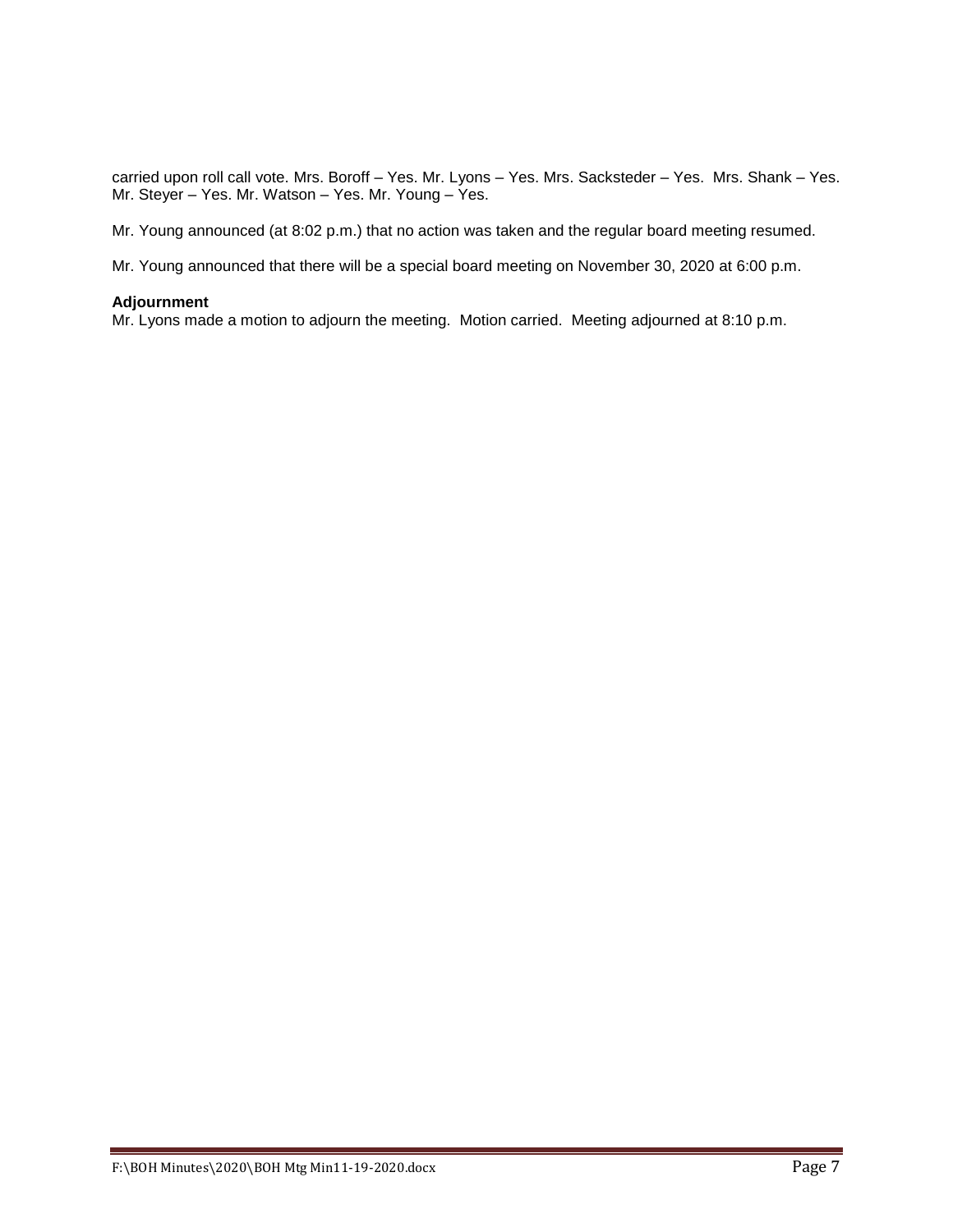carried upon roll call vote. Mrs. Boroff – Yes. Mr. Lyons – Yes. Mrs. Sacksteder – Yes. Mrs. Shank – Yes. Mr. Steyer – Yes. Mr. Watson – Yes. Mr. Young – Yes.

Mr. Young announced (at 8:02 p.m.) that no action was taken and the regular board meeting resumed.

Mr. Young announced that there will be a special board meeting on November 30, 2020 at 6:00 p.m.

**Adjournment**

Mr. Lyons made a motion to adjourn the meeting. Motion carried. Meeting adjourned at 8:10 p.m.